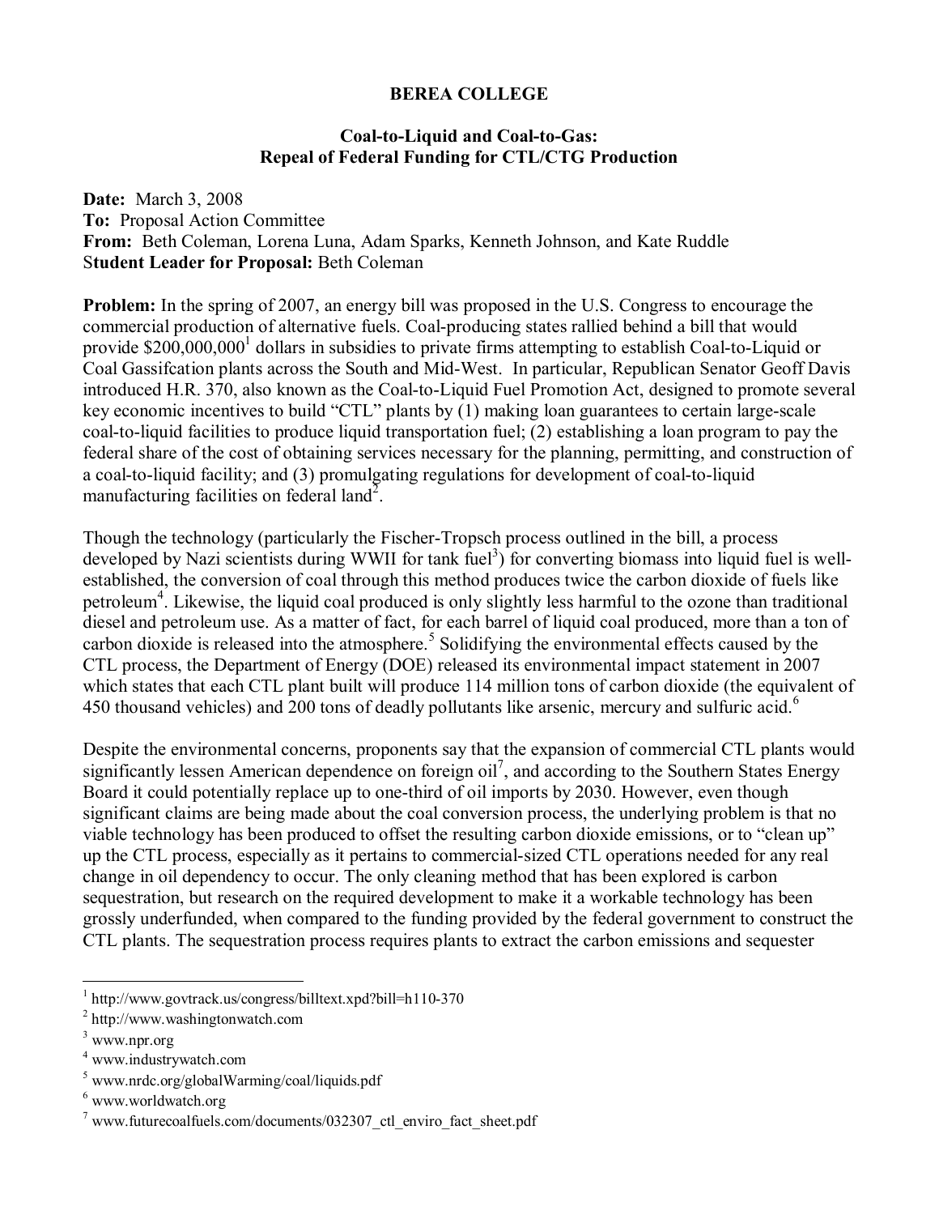**BEREA COLLEGE**

**Coal-to-Liquid and Coal-to-Gas: Repeal of Federal Funding for CTL/CTG Production**

**Date:** March 3, 2008
**To:** Proposal Action Committee
**From:** Beth Coleman, Lorena Luna, Adam Sparks, Kenneth Johnson, and Kate Ruddle
**Student Leader for Proposal:** Beth Coleman

**Problem:** In the spring of 2007, an energy bill was proposed in the U.S. Congress to encourage the commercial production of alternative fuels. Coal-producing states rallied behind a bill that would provide $200,000,000[1] dollars in subsidies to private firms attempting to establish Coal-to-Liquid or Coal Gassifcation plants across the South and Mid-West. In particular, Republican Senator Geoff Davis introduced H.R. 370, also known as the Coal-to-Liquid Fuel Promotion Act, designed to promote several key economic incentives to build "CTL" plants by (1) making loan guarantees to certain large-scale coal-to-liquid facilities to produce liquid transportation fuel; (2) establishing a loan program to pay the federal share of the cost of obtaining services necessary for the planning, permitting, and construction of a coal-to-liquid facility; and (3) promulgating regulations for development of coal-to-liquid manufacturing facilities on federal land[2].

Though the technology (particularly the Fischer-Tropsch process outlined in the bill, a process developed by Nazi scientists during WWII for tank fuel[3]) for converting biomass into liquid fuel is well-established, the conversion of coal through this method produces twice the carbon dioxide of fuels like petroleum[4]. Likewise, the liquid coal produced is only slightly less harmful to the ozone than traditional diesel and petroleum use. As a matter of fact, for each barrel of liquid coal produced, more than a ton of carbon dioxide is released into the atmosphere.[5] Solidifying the environmental effects caused by the CTL process, the Department of Energy (DOE) released its environmental impact statement in 2007 which states that each CTL plant built will produce 114 million tons of carbon dioxide (the equivalent of 450 thousand vehicles) and 200 tons of deadly pollutants like arsenic, mercury and sulfuric acid.[6]

Despite the environmental concerns, proponents say that the expansion of commercial CTL plants would significantly lessen American dependence on foreign oil[7], and according to the Southern States Energy Board it could potentially replace up to one-third of oil imports by 2030. However, even though significant claims are being made about the coal conversion process, the underlying problem is that no viable technology has been produced to offset the resulting carbon dioxide emissions, or to "clean up" up the CTL process, especially as it pertains to commercial-sized CTL operations needed for any real change in oil dependency to occur. The only cleaning method that has been explored is carbon sequestration, but research on the required development to make it a workable technology has been grossly underfunded, when compared to the funding provided by the federal government to construct the CTL plants. The sequestration process requires plants to extract the carbon emissions and sequester

---

[1] http://www.govtrack.us/congress/billtext.xpd?bill=h110-370
[2] http://www.washingtonwatch.com
[3] www.npr.org
[4] www.industrywatch.com
[5] www.nrdc.org/globalWarming/coal/liquids.pdf
[6] www.worldwatch.org
[7] www.futurecoalfuels.com/documents/032307_ctl_enviro_fact_sheet.pdf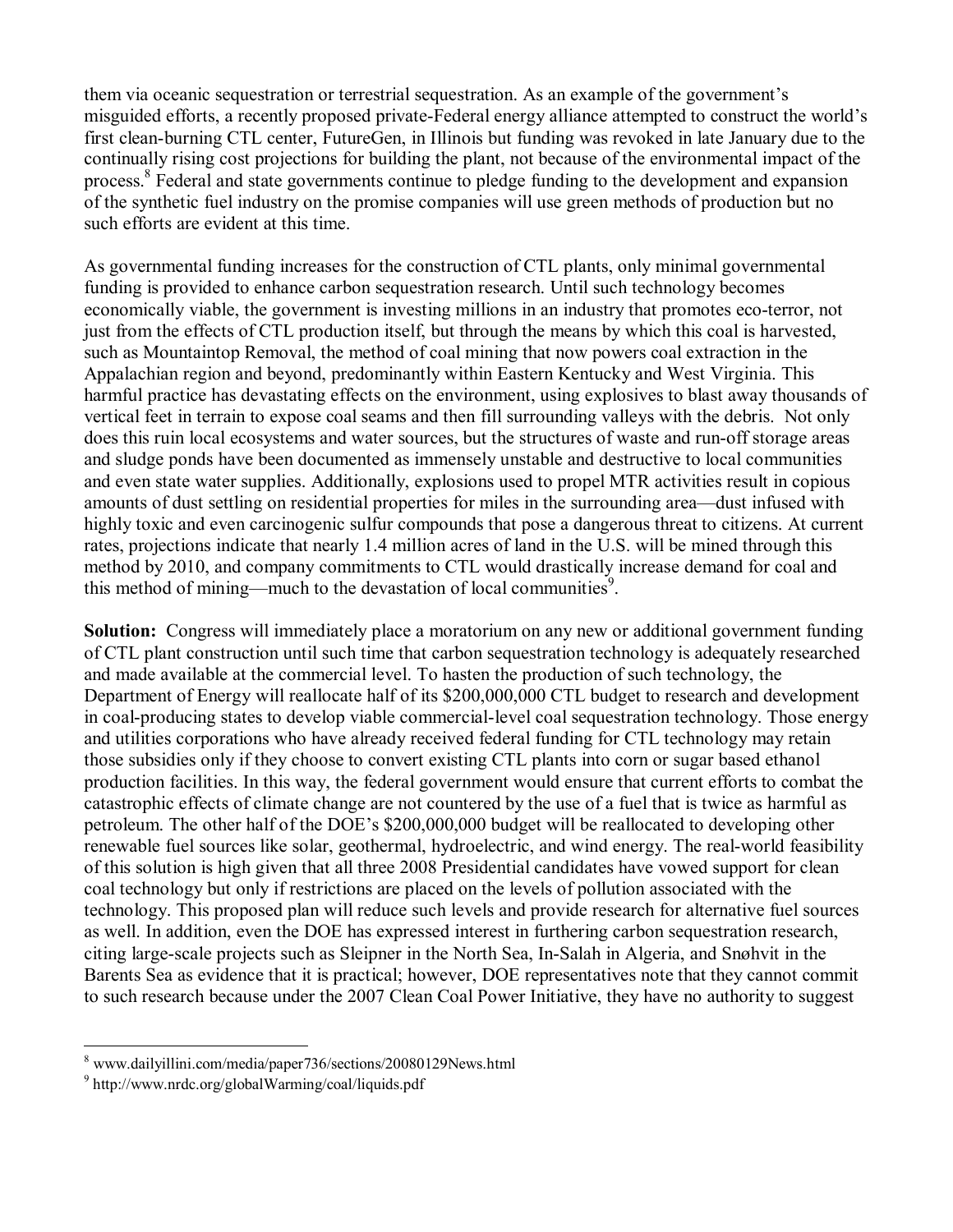them via oceanic sequestration or terrestrial sequestration. As an example of the government's misguided efforts, a recently proposed private-Federal energy alliance attempted to construct the world's first clean-burning CTL center, FutureGen, in Illinois but funding was revoked in late January due to the continually rising cost projections for building the plant, not because of the environmental impact of the process.[8] Federal and state governments continue to pledge funding to the development and expansion of the synthetic fuel industry on the promise companies will use green methods of production but no such efforts are evident at this time.

As governmental funding increases for the construction of CTL plants, only minimal governmental funding is provided to enhance carbon sequestration research. Until such technology becomes economically viable, the government is investing millions in an industry that promotes eco-terror, not just from the effects of CTL production itself, but through the means by which this coal is harvested, such as Mountaintop Removal, the method of coal mining that now powers coal extraction in the Appalachian region and beyond, predominantly within Eastern Kentucky and West Virginia. This harmful practice has devastating effects on the environment, using explosives to blast away thousands of vertical feet in terrain to expose coal seams and then fill surrounding valleys with the debris. Not only does this ruin local ecosystems and water sources, but the structures of waste and run-off storage areas and sludge ponds have been documented as immensely unstable and destructive to local communities and even state water supplies. Additionally, explosions used to propel MTR activities result in copious amounts of dust settling on residential properties for miles in the surrounding area—dust infused with highly toxic and even carcinogenic sulfur compounds that pose a dangerous threat to citizens. At current rates, projections indicate that nearly 1.4 million acres of land in the U.S. will be mined through this method by 2010, and company commitments to CTL would drastically increase demand for coal and this method of mining—much to the devastation of local communities[9].

**Solution:** Congress will immediately place a moratorium on any new or additional government funding of CTL plant construction until such time that carbon sequestration technology is adequately researched and made available at the commercial level. To hasten the production of such technology, the Department of Energy will reallocate half of its $200,000,000 CTL budget to research and development in coal-producing states to develop viable commercial-level coal sequestration technology. Those energy and utilities corporations who have already received federal funding for CTL technology may retain those subsidies only if they choose to convert existing CTL plants into corn or sugar based ethanol production facilities. In this way, the federal government would ensure that current efforts to combat the catastrophic effects of climate change are not countered by the use of a fuel that is twice as harmful as petroleum. The other half of the DOE's $200,000,000 budget will be reallocated to developing other renewable fuel sources like solar, geothermal, hydroelectric, and wind energy. The real-world feasibility of this solution is high given that all three 2008 Presidential candidates have vowed support for clean coal technology but only if restrictions are placed on the levels of pollution associated with the technology. This proposed plan will reduce such levels and provide research for alternative fuel sources as well. In addition, even the DOE has expressed interest in furthering carbon sequestration research, citing large-scale projects such as Sleipner in the North Sea, In-Salah in Algeria, and Snøhvit in the Barents Sea as evidence that it is practical; however, DOE representatives note that they cannot commit to such research because under the 2007 Clean Coal Power Initiative, they have no authority to suggest

---

[8] www.dailyillini.com/media/paper736/sections/20080129News.html

[9] http://www.nrdc.org/globalWarming/coal/liquids.pdf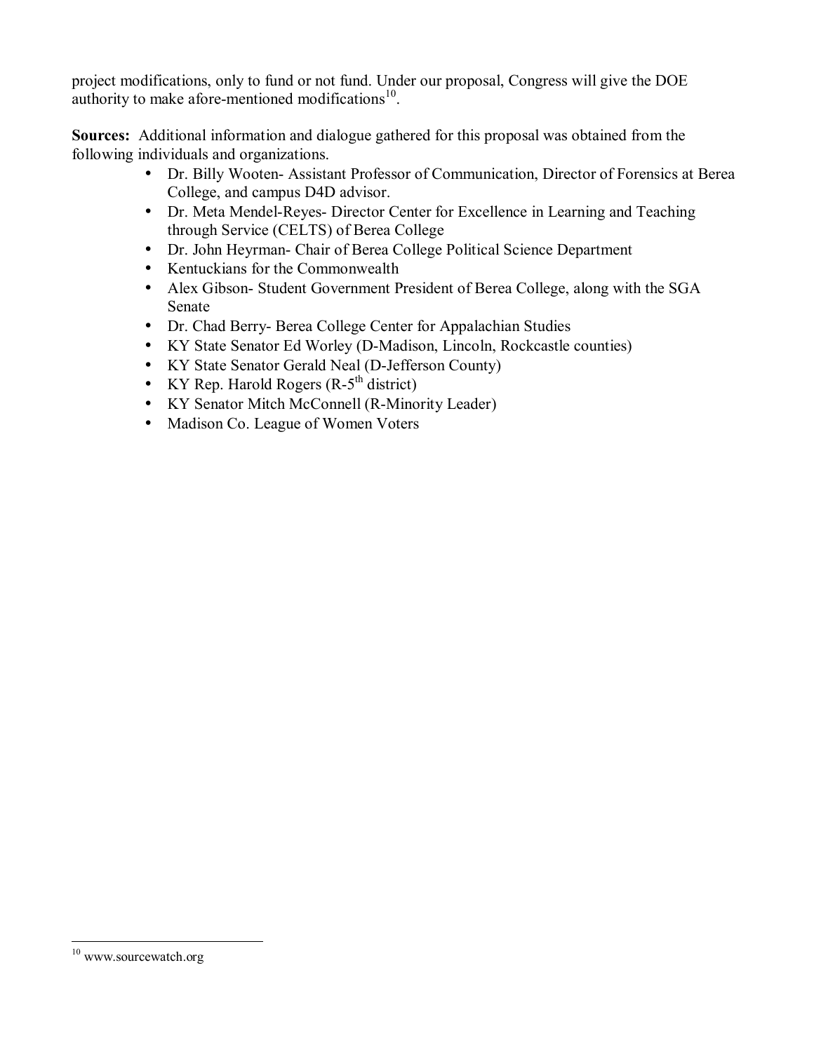project modifications, only to fund or not fund. Under our proposal, Congress will give the DOE authority to make afore-mentioned modifications[10].

**Sources:** Additional information and dialogue gathered for this proposal was obtained from the following individuals and organizations.

- Dr. Billy Wooten- Assistant Professor of Communication, Director of Forensics at Berea College, and campus D4D advisor.
- Dr. Meta Mendel-Reyes- Director Center for Excellence in Learning and Teaching through Service (CELTS) of Berea College
- Dr. John Heyrman- Chair of Berea College Political Science Department
- Kentuckians for the Commonwealth
- Alex Gibson- Student Government President of Berea College, along with the SGA Senate
- Dr. Chad Berry- Berea College Center for Appalachian Studies
- KY State Senator Ed Worley (D-Madison, Lincoln, Rockcastle counties)
- KY State Senator Gerald Neal (D-Jefferson County)
- KY Rep. Harold Rogers (R-5th district)
- KY Senator Mitch McConnell (R-Minority Leader)
- Madison Co. League of Women Voters

[10] www.sourcewatch.org